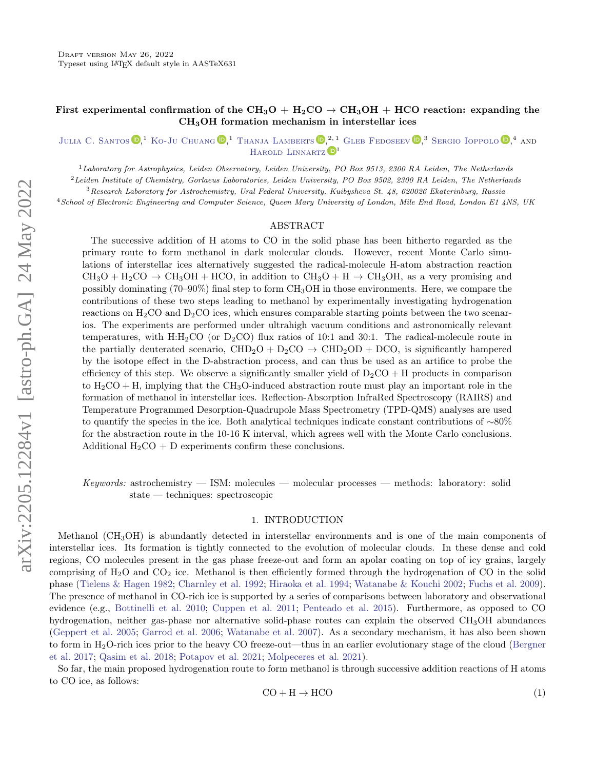Draft version May 26, 2022
Typeset using LaTeX default style in AASTeX631

# First experimental confirmation of the $CH_3O + H_2CO \rightarrow CH_3OH + HCO$ reaction: expanding the $CH_3OH$ formation mechanism in interstellar ices

Julia C. Santos,[1] Ko-Ju Chuang,[1] Thanja Lamberts,[2,1] Gleb Fedoseev,[3] Sergio Ioppolo,[4] and Harold Linnartz[1]

[1] Laboratory for Astrophysics, Leiden Observatory, Leiden University, PO Box 9513, 2300 RA Leiden, The Netherlands
[2] Leiden Institute of Chemistry, Gorlaeus Laboratories, Leiden University, PO Box 9502, 2300 RA Leiden, The Netherlands
[3] Research Laboratory for Astrochemistry, Ural Federal University, Kuibysheva St. 48, 620026 Ekaterinburg, Russia
[4] School of Electronic Engineering and Computer Science, Queen Mary University of London, Mile End Road, London E1 4NS, UK

## ABSTRACT

The successive addition of H atoms to CO in the solid phase has been hitherto regarded as the primary route to form methanol in dark molecular clouds. However, recent Monte Carlo simulations of interstellar ices alternatively suggested the radical-molecule H-atom abstraction reaction $CH_3O + H_2CO \rightarrow CH_3OH + HCO$, in addition to $CH_3O + H \rightarrow CH_3OH$, as a very promising and possibly dominating (70–90%) final step to form $CH_3OH$ in those environments. Here, we compare the contributions of these two steps leading to methanol by experimentally investigating hydrogenation reactions on $H_2CO$ and $D_2CO$ ices, which ensures comparable starting points between the two scenarios. The experiments are performed under ultrahigh vacuum conditions and astronomically relevant temperatures, with H:$H_2CO$ (or $D_2CO$) flux ratios of 10:1 and 30:1. The radical-molecule route in the partially deuterated scenario, $CHD_2O + D_2CO \rightarrow CHD_2OD + DCO$, is significantly hampered by the isotope effect in the D-abstraction process, and can thus be used as an artifice to probe the efficiency of this step. We observe a significantly smaller yield of $D_2CO + H$ products in comparison to $H_2CO + H$, implying that the $CH_3O$-induced abstraction route must play an important role in the formation of methanol in interstellar ices. Reflection-Absorption InfraRed Spectroscopy (RAIRS) and Temperature Programmed Desorption-Quadrupole Mass Spectrometry (TPD-QMS) analyses are used to quantify the species in the ice. Both analytical techniques indicate constant contributions of ∼80% for the abstraction route in the 10-16 K interval, which agrees well with the Monte Carlo conclusions. Additional $H_2CO$ + D experiments confirm these conclusions.

*Keywords:* astrochemistry — ISM: molecules — molecular processes — methods: laboratory: solid state — techniques: spectroscopic

## 1. INTRODUCTION

Methanol ($CH_3OH$) is abundantly detected in interstellar environments and is one of the main components of interstellar ices. Its formation is tightly connected to the evolution of molecular clouds. In these dense and cold regions, CO molecules present in the gas phase freeze-out and form an apolar coating on top of icy grains, largely comprising of $H_2O$ and $CO_2$ ice. Methanol is then efficiently formed through the hydrogenation of CO in the solid phase (Tielens & Hagen 1982; Charnley et al. 1992; Hiraoka et al. 1994; Watanabe & Kouchi 2002; Fuchs et al. 2009). The presence of methanol in CO-rich ice is supported by a series of comparisons between laboratory and observational evidence (e.g., Bottinelli et al. 2010; Cuppen et al. 2011; Penteado et al. 2015). Furthermore, as opposed to CO hydrogenation, neither gas-phase nor alternative solid-phase routes can explain the observed $CH_3OH$ abundances (Geppert et al. 2005; Garrod et al. 2006; Watanabe et al. 2007). As a secondary mechanism, it has also been shown to form in $H_2O$-rich ices prior to the heavy CO freeze-out—thus in an earlier evolutionary stage of the cloud (Bergner et al. 2017; Qasim et al. 2018; Potapov et al. 2021; Molpeceres et al. 2021).

So far, the main proposed hydrogenation route to form methanol is through successive addition reactions of H atoms to CO ice, as follows:

$$CO + H \rightarrow HCO \tag{1}$$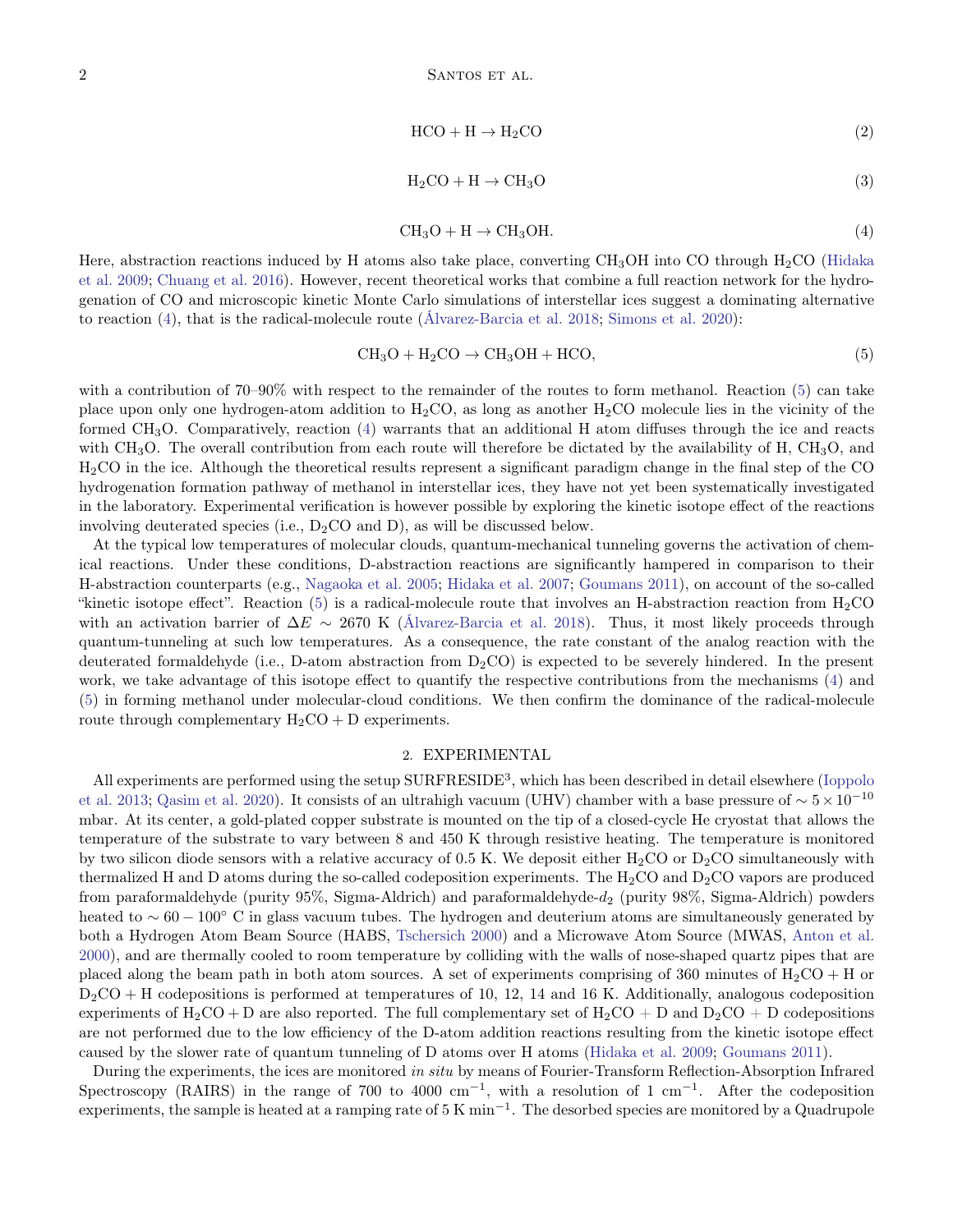$$\mathrm{HCO + H \rightarrow H_2CO} \tag{2}$$

$$\mathrm{H_2CO + H \rightarrow CH_3O} \tag{3}$$

$$\mathrm{CH_3O + H \rightarrow CH_3OH.} \tag{4}$$

Here, abstraction reactions induced by H atoms also take place, converting $CH_3OH$ into CO through $H_2CO$ (Hidaka et al. 2009; Chuang et al. 2016). However, recent theoretical works that combine a full reaction network for the hydrogenation of CO and microscopic kinetic Monte Carlo simulations of interstellar ices suggest a dominating alternative to reaction (4), that is the radical-molecule route (Álvarez-Barcia et al. 2018; Simons et al. 2020):

$$\mathrm{CH_3O + H_2CO \rightarrow CH_3OH + HCO,} \tag{5}$$

with a contribution of 70–90% with respect to the remainder of the routes to form methanol. Reaction (5) can take place upon only one hydrogen-atom addition to $H_2CO$, as long as another $H_2CO$ molecule lies in the vicinity of the formed $CH_3O$. Comparatively, reaction (4) warrants that an additional H atom diffuses through the ice and reacts with $CH_3O$. The overall contribution from each route will therefore be dictated by the availability of H, $CH_3O$, and $H_2CO$ in the ice. Although the theoretical results represent a significant paradigm change in the final step of the CO hydrogenation formation pathway of methanol in interstellar ices, they have not yet been systematically investigated in the laboratory. Experimental verification is however possible by exploring the kinetic isotope effect of the reactions involving deuterated species (i.e., $D_2CO$ and D), as will be discussed below.

At the typical low temperatures of molecular clouds, quantum-mechanical tunneling governs the activation of chemical reactions. Under these conditions, D-abstraction reactions are significantly hampered in comparison to their H-abstraction counterparts (e.g., Nagaoka et al. 2005; Hidaka et al. 2007; Goumans 2011), on account of the so-called "kinetic isotope effect". Reaction (5) is a radical-molecule route that involves an H-abstraction reaction from $H_2CO$ with an activation barrier of $\Delta E \sim 2670$ K (Álvarez-Barcia et al. 2018). Thus, it most likely proceeds through quantum-tunneling at such low temperatures. As a consequence, the rate constant of the analog reaction with the deuterated formaldehyde (i.e., D-atom abstraction from $D_2CO$) is expected to be severely hindered. In the present work, we take advantage of this isotope effect to quantify the respective contributions from the mechanisms (4) and (5) in forming methanol under molecular-cloud conditions. We then confirm the dominance of the radical-molecule route through complementary $H_2CO + D$ experiments.

## 2. EXPERIMENTAL

All experiments are performed using the setup SURFRESIDE$^3$, which has been described in detail elsewhere (Ioppolo et al. 2013; Qasim et al. 2020). It consists of an ultrahigh vacuum (UHV) chamber with a base pressure of $\sim 5 \times 10^{-10}$ mbar. At its center, a gold-plated copper substrate is mounted on the tip of a closed-cycle He cryostat that allows the temperature of the substrate to vary between 8 and 450 K through resistive heating. The temperature is monitored by two silicon diode sensors with a relative accuracy of 0.5 K. We deposit either $H_2CO$ or $D_2CO$ simultaneously with thermalized H and D atoms during the so-called codeposition experiments. The $H_2CO$ and $D_2CO$ vapors are produced from paraformaldehyde (purity 95%, Sigma-Aldrich) and paraformaldehyde-$d_2$ (purity 98%, Sigma-Aldrich) powders heated to $\sim 60-100^{\circ}$ C in glass vacuum tubes. The hydrogen and deuterium atoms are simultaneously generated by both a Hydrogen Atom Beam Source (HABS, Tschersich 2000) and a Microwave Atom Source (MWAS, Anton et al. 2000), and are thermally cooled to room temperature by colliding with the walls of nose-shaped quartz pipes that are placed along the beam path in both atom sources. A set of experiments comprising of 360 minutes of $H_2CO + H$ or $D_2CO + H$ codepositions is performed at temperatures of 10, 12, 14 and 16 K. Additionally, analogous codeposition experiments of $H_2CO + D$ are also reported. The full complementary set of $H_2CO + D$ and $D_2CO + D$ codepositions are not performed due to the low efficiency of the D-atom addition reactions resulting from the kinetic isotope effect caused by the slower rate of quantum tunneling of D atoms over H atoms (Hidaka et al. 2009; Goumans 2011).

During the experiments, the ices are monitored *in situ* by means of Fourier-Transform Reflection-Absorption Infrared Spectroscopy (RAIRS) in the range of 700 to 4000 cm$^{-1}$, with a resolution of 1 cm$^{-1}$. After the codeposition experiments, the sample is heated at a ramping rate of 5 K min$^{-1}$. The desorbed species are monitored by a Quadrupole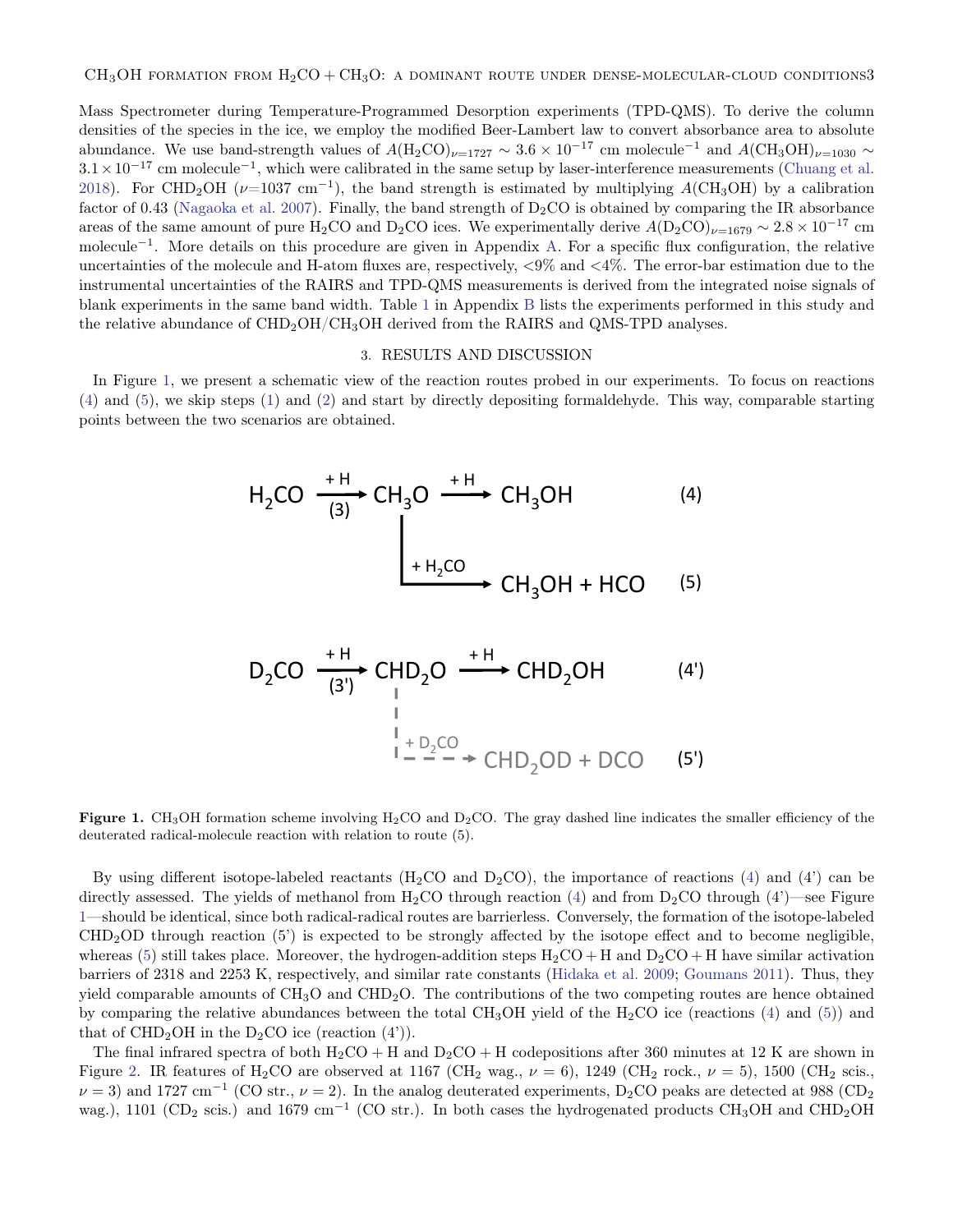Mass Spectrometer during Temperature-Programmed Desorption experiments (TPD-QMS). To derive the column densities of the species in the ice, we employ the modified Beer-Lambert law to convert absorbance area to absolute abundance. We use band-strength values of $A(H_2CO)_{\nu=1727} \sim 3.6 \times 10^{-17}$ cm molecule$^{-1}$ and $A(CH_3OH)_{\nu=1030} \sim 3.1 \times 10^{-17}$ cm molecule$^{-1}$, which were calibrated in the same setup by laser-interference measurements (Chuang et al. 2018). For $CHD_2OH$ ($\nu$=1037 cm$^{-1}$), the band strength is estimated by multiplying $A(CH_3OH)$ by a calibration factor of 0.43 (Nagaoka et al. 2007). Finally, the band strength of $D_2CO$ is obtained by comparing the IR absorbance areas of the same amount of pure $H_2CO$ and $D_2CO$ ices. We experimentally derive $A(D_2CO)_{\nu=1679} \sim 2.8 \times 10^{-17}$ cm molecule$^{-1}$. More details on this procedure are given in Appendix A. For a specific flux configuration, the relative uncertainties of the molecule and H-atom fluxes are, respectively, <9% and <4%. The error-bar estimation due to the instrumental uncertainties of the RAIRS and TPD-QMS measurements is derived from the integrated noise signals of blank experiments in the same band width. Table 1 in Appendix B lists the experiments performed in this study and the relative abundance of $CHD_2OH/CH_3OH$ derived from the RAIRS and QMS-TPD analyses.

## 3. RESULTS AND DISCUSSION

In Figure 1, we present a schematic view of the reaction routes probed in our experiments. To focus on reactions (4) and (5), we skip steps (1) and (2) and start by directly depositing formaldehyde. This way, comparable starting points between the two scenarios are obtained.

$$H_2CO \xrightarrow[(3)]{+H} CH_3O \xrightarrow{+H} CH_3OH \qquad (4)$$

$$CH_3O \xrightarrow{+H_2CO} CH_3OH + HCO \qquad (5)$$

$$D_2CO \xrightarrow[(3')]{+H} CHD_2O \xrightarrow{+H} CHD_2OH \qquad (4')$$

$$CHD_2O \xrightarrow{+D_2CO} CHD_2OD + DCO \qquad (5')$$

**Figure 1.** $CH_3OH$ formation scheme involving $H_2CO$ and $D_2CO$. The gray dashed line indicates the smaller efficiency of the deuterated radical-molecule reaction with relation to route (5).

By using different isotope-labeled reactants ($H_2CO$ and $D_2CO$), the importance of reactions (4) and (4') can be directly assessed. The yields of methanol from $H_2CO$ through reaction (4) and from $D_2CO$ through (4')—see Figure 1—should be identical, since both radical-radical routes are barrierless. Conversely, the formation of the isotope-labeled $CHD_2OD$ through reaction (5') is expected to be strongly affected by the isotope effect and to become negligible, whereas (5) still takes place. Moreover, the hydrogen-addition steps $H_2CO + H$ and $D_2CO + H$ have similar activation barriers of 2318 and 2253 K, respectively, and similar rate constants (Hidaka et al. 2009; Goumans 2011). Thus, they yield comparable amounts of $CH_3O$ and $CHD_2O$. The contributions of the two competing routes are hence obtained by comparing the relative abundances between the total $CH_3OH$ yield of the $H_2CO$ ice (reactions (4) and (5)) and that of $CHD_2OH$ in the $D_2CO$ ice (reaction (4')).

The final infrared spectra of both $H_2CO + H$ and $D_2CO + H$ codepositions after 360 minutes at 12 K are shown in Figure 2. IR features of $H_2CO$ are observed at 1167 ($CH_2$ wag., $\nu = 6$), 1249 ($CH_2$ rock., $\nu = 5$), 1500 ($CH_2$ scis., $\nu = 3$) and 1727 cm$^{-1}$ (CO str., $\nu = 2$). In the analog deuterated experiments, $D_2CO$ peaks are detected at 988 ($CD_2$ wag.), 1101 ($CD_2$ scis.) and 1679 cm$^{-1}$ (CO str.). In both cases the hydrogenated products $CH_3OH$ and $CHD_2OH$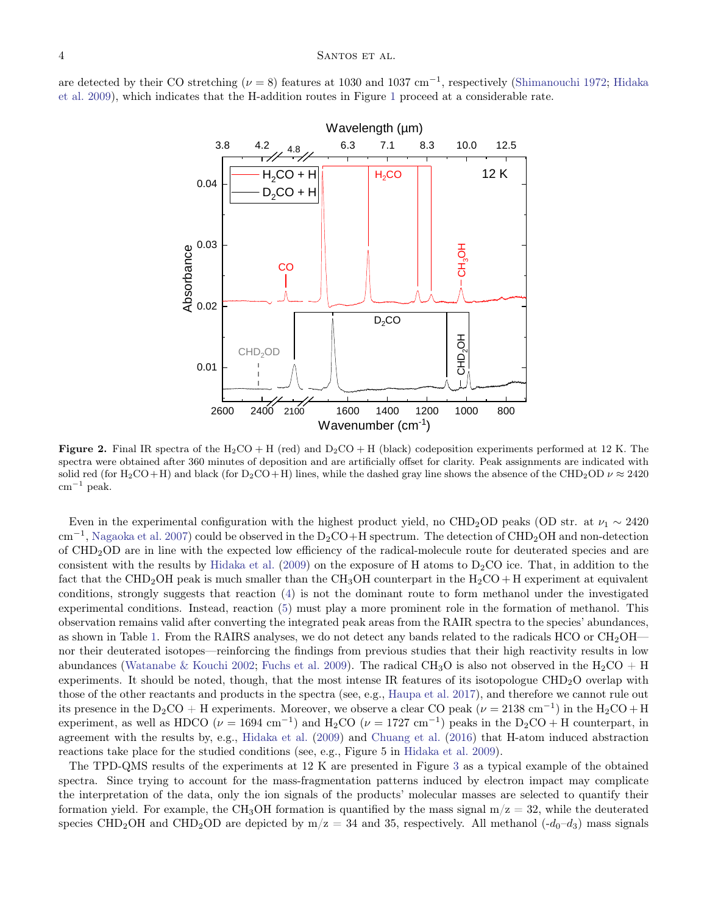are detected by their CO stretching ($\nu = 8$) features at 1030 and 1037 cm$^{-1}$, respectively (Shimanouchi 1972; Hidaka et al. 2009), which indicates that the H-addition routes in Figure 1 proceed at a considerable rate.

**Figure 2.** Final IR spectra of the $H_2CO + H$ (red) and $D_2CO + H$ (black) codeposition experiments performed at 12 K. The spectra were obtained after 360 minutes of deposition and are artificially offset for clarity. Peak assignments are indicated with solid red (for $H_2CO + H$) and black (for $D_2CO + H$) lines, while the dashed gray line shows the absence of the $CHD_2OD$ $\nu \approx 2420$ cm$^{-1}$ peak.

Even in the experimental configuration with the highest product yield, no $CHD_2OD$ peaks (OD str. at $\nu_1 \sim 2420$ cm$^{-1}$, Nagaoka et al. 2007) could be observed in the $D_2CO$+H spectrum. The detection of $CHD_2OH$ and non-detection of $CHD_2OD$ are in line with the expected low efficiency of the radical-molecule route for deuterated species and are consistent with the results by Hidaka et al. (2009) on the exposure of H atoms to $D_2CO$ ice. That, in addition to the fact that the $CHD_2OH$ peak is much smaller than the $CH_3OH$ counterpart in the $H_2CO + H$ experiment at equivalent conditions, strongly suggests that reaction (4) is not the dominant route to form methanol under the investigated experimental conditions. Instead, reaction (5) must play a more prominent role in the formation of methanol. This observation remains valid after converting the integrated peak areas from the RAIR spectra to the species' abundances, as shown in Table 1. From the RAIRS analyses, we do not detect any bands related to the radicals HCO or $CH_2OH$—nor their deuterated isotopes—reinforcing the findings from previous studies that their high reactivity results in low abundances (Watanabe & Kouchi 2002; Fuchs et al. 2009). The radical $CH_3O$ is also not observed in the $H_2CO$ + H experiments. It should be noted, though, that the most intense IR features of its isotopologue $CHD_2O$ overlap with those of the other reactants and products in the spectra (see, e.g., Haupa et al. 2017), and therefore we cannot rule out its presence in the $D_2CO$ + H experiments. Moreover, we observe a clear CO peak ($\nu = 2138$ cm$^{-1}$) in the $H_2CO + H$ experiment, as well as HDCO ($\nu = 1694$ cm$^{-1}$) and $H_2CO$ ($\nu = 1727$ cm$^{-1}$) peaks in the $D_2CO + H$ counterpart, in agreement with the results by, e.g., Hidaka et al. (2009) and Chuang et al. (2016) that H-atom induced abstraction reactions take place for the studied conditions (see, e.g., Figure 5 in Hidaka et al. 2009).

The TPD-QMS results of the experiments at 12 K are presented in Figure 3 as a typical example of the obtained spectra. Since trying to account for the mass-fragmentation patterns induced by electron impact may complicate the interpretation of the data, only the ion signals of the products' molecular masses are selected to quantify their formation yield. For example, the $CH_3OH$ formation is quantified by the mass signal m/z = 32, while the deuterated species $CHD_2OH$ and $CHD_2OD$ are depicted by m/z = 34 and 35, respectively. All methanol (-$d_0$–$d_3$) mass signals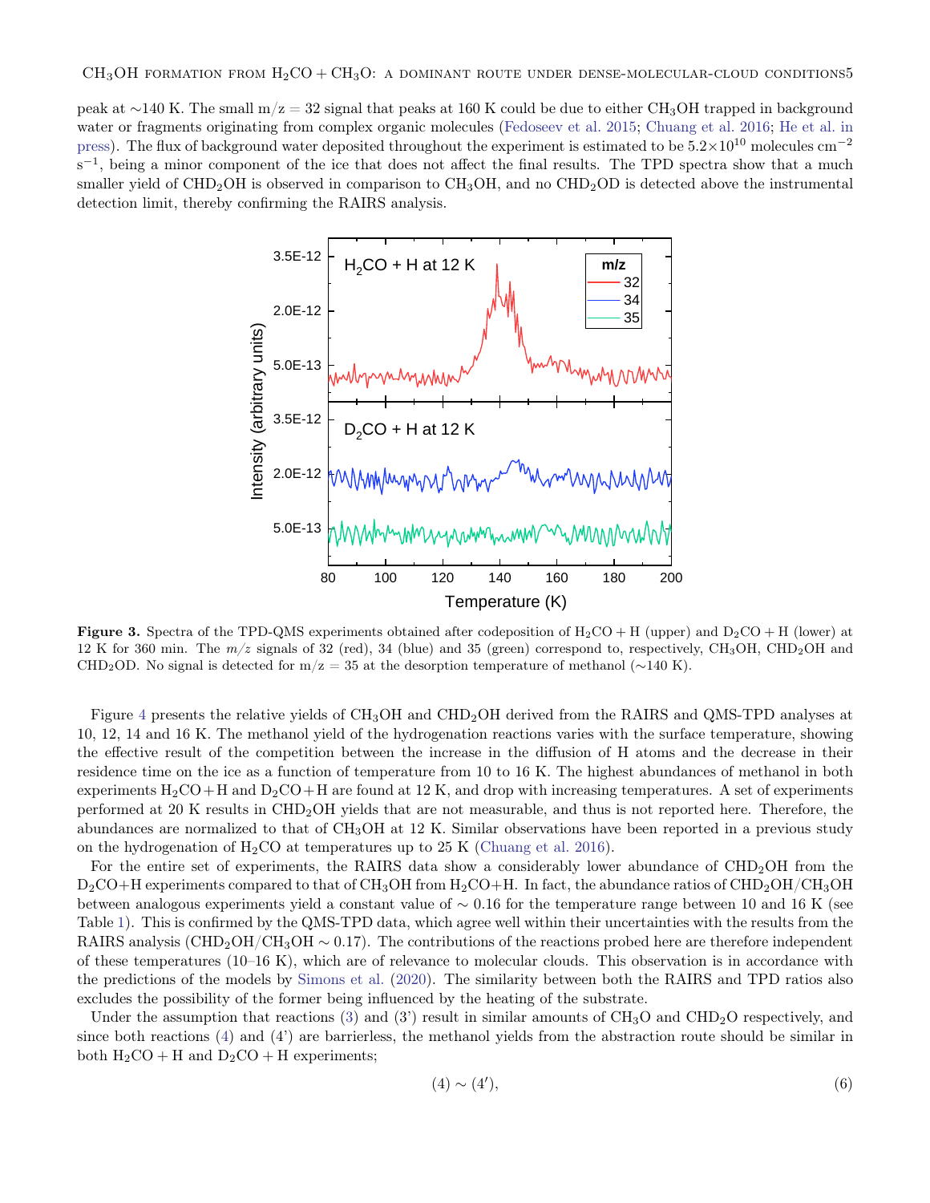peak at ∼140 K. The small m/z = 32 signal that peaks at 160 K could be due to either $CH_3OH$ trapped in background water or fragments originating from complex organic molecules (Fedoseev et al. 2015; Chuang et al. 2016; He et al. in press). The flux of background water deposited throughout the experiment is estimated to be $5.2\times10^{10}$ molecules cm$^{-2}$ s$^{-1}$, being a minor component of the ice that does not affect the final results. The TPD spectra show that a much smaller yield of $CHD_2OH$ is observed in comparison to $CH_3OH$, and no $CHD_2OD$ is detected above the instrumental detection limit, thereby confirming the RAIRS analysis.

**Figure 3.** Spectra of the TPD-QMS experiments obtained after codeposition of $H_2CO + H$ (upper) and $D_2CO + H$ (lower) at 12 K for 360 min. The $m/z$ signals of 32 (red), 34 (blue) and 35 (green) correspond to, respectively, $CH_3OH$, $CHD_2OH$ and $CHD_2OD$. No signal is detected for m/z = 35 at the desorption temperature of methanol (∼140 K).

Figure 4 presents the relative yields of $CH_3OH$ and $CHD_2OH$ derived from the RAIRS and QMS-TPD analyses at 10, 12, 14 and 16 K. The methanol yield of the hydrogenation reactions varies with the surface temperature, showing the effective result of the competition between the increase in the diffusion of H atoms and the decrease in their residence time on the ice as a function of temperature from 10 to 16 K. The highest abundances of methanol in both experiments $H_2CO + H$ and $D_2CO + H$ are found at 12 K, and drop with increasing temperatures. A set of experiments performed at 20 K results in $CHD_2OH$ yields that are not measurable, and thus is not reported here. Therefore, the abundances are normalized to that of $CH_3OH$ at 12 K. Similar observations have been reported in a previous study on the hydrogenation of $H_2CO$ at temperatures up to 25 K (Chuang et al. 2016).

For the entire set of experiments, the RAIRS data show a considerably lower abundance of $CHD_2OH$ from the $D_2CO$+H experiments compared to that of $CH_3OH$ from $H_2CO$+H. In fact, the abundance ratios of $CHD_2OH/CH_3OH$ between analogous experiments yield a constant value of ∼ 0.16 for the temperature range between 10 and 16 K (see Table 1). This is confirmed by the QMS-TPD data, which agree well within their uncertainties with the results from the RAIRS analysis ($CHD_2OH/CH_3OH$ ∼ 0.17). The contributions of the reactions probed here are therefore independent of these temperatures (10–16 K), which are of relevance to molecular clouds. This observation is in accordance with the predictions of the models by Simons et al. (2020). The similarity between both the RAIRS and TPD ratios also excludes the possibility of the former being influenced by the heating of the substrate.

Under the assumption that reactions (3) and (3') result in similar amounts of $CH_3O$ and $CHD_2O$ respectively, and since both reactions (4) and (4') are barrierless, the methanol yields from the abstraction route should be similar in both $H_2CO + H$ and $D_2CO + H$ experiments;

$$(4) \sim (4'), \tag{6}$$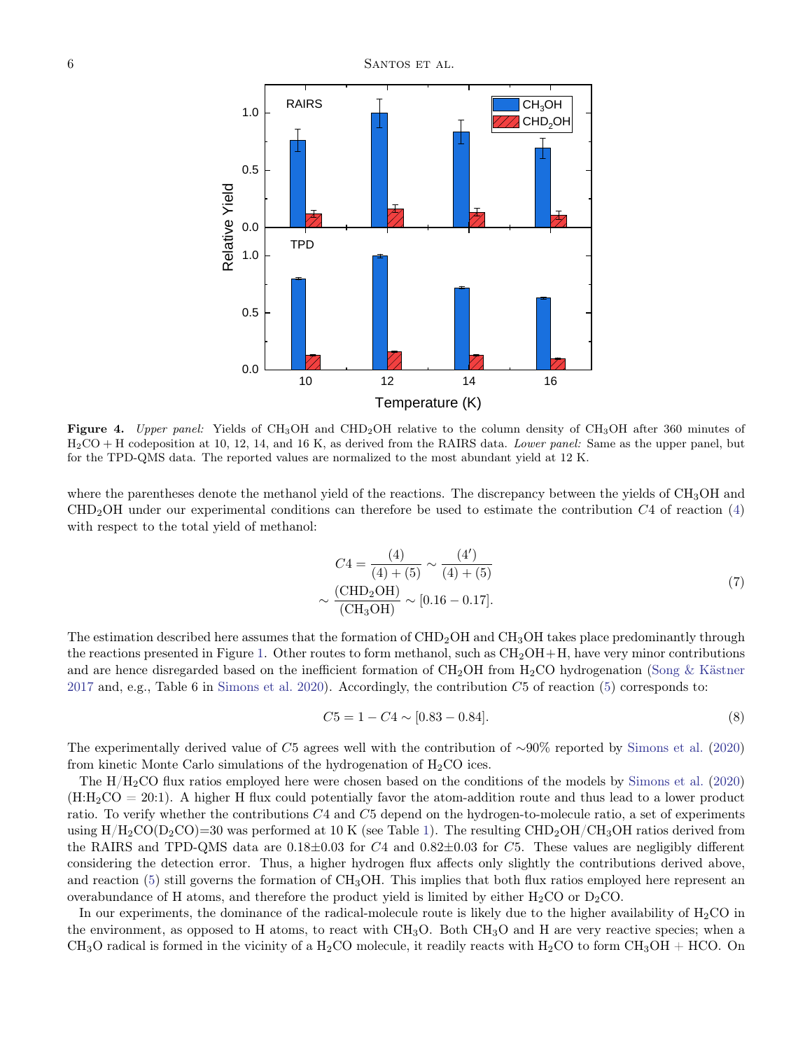**Figure 4.** *Upper panel:* Yields of $CH_3OH$ and $CHD_2OH$ relative to the column density of $CH_3OH$ after 360 minutes of $H_2CO + H$ codeposition at 10, 12, 14, and 16 K, as derived from the RAIRS data. *Lower panel:* Same as the upper panel, but for the TPD-QMS data. The reported values are normalized to the most abundant yield at 12 K.

where the parentheses denote the methanol yield of the reactions. The discrepancy between the yields of $CH_3OH$ and $CHD_2OH$ under our experimental conditions can therefore be used to estimate the contribution $C4$ of reaction (4) with respect to the total yield of methanol:

$$
\begin{aligned}
C4 &= \frac{(4)}{(4)+(5)} \sim \frac{(4')}{(4)+(5)} \\
&\sim \frac{(\mathrm{CHD_2OH})}{(\mathrm{CH_3OH})} \sim [0.16-0.17].
\end{aligned}
\tag{7}
$$

The estimation described here assumes that the formation of $CHD_2OH$ and $CH_3OH$ takes place predominantly through the reactions presented in Figure 1. Other routes to form methanol, such as $CH_2OH$+H, have very minor contributions and are hence disregarded based on the inefficient formation of $CH_2OH$ from $H_2CO$ hydrogenation (Song & Kästner 2017 and, e.g., Table 6 in Simons et al. 2020). Accordingly, the contribution $C5$ of reaction (5) corresponds to:

$$
C5 = 1 - C4 \sim [0.83-0.84]. \tag{8}
$$

The experimentally derived value of $C5$ agrees well with the contribution of $\sim$90% reported by Simons et al. (2020) from kinetic Monte Carlo simulations of the hydrogenation of $H_2CO$ ices.

The $H/H_2CO$ flux ratios employed here were chosen based on the conditions of the models by Simons et al. (2020) ($H:H_2CO = 20:1$). A higher H flux could potentially favor the atom-addition route and thus lead to a lower product ratio. To verify whether the contributions $C4$ and $C5$ depend on the hydrogen-to-molecule ratio, a set of experiments using $H/H_2CO(D_2CO)=30$ was performed at 10 K (see Table 1). The resulting $CHD_2OH/CH_3OH$ ratios derived from the RAIRS and TPD-QMS data are $0.18\pm0.03$ for $C4$ and $0.82\pm0.03$ for $C5$. These values are negligibly different considering the detection error. Thus, a higher hydrogen flux affects only slightly the contributions derived above, and reaction (5) still governs the formation of $CH_3OH$. This implies that both flux ratios employed here represent an overabundance of H atoms, and therefore the product yield is limited by either $H_2CO$ or $D_2CO$.

In our experiments, the dominance of the radical-molecule route is likely due to the higher availability of $H_2CO$ in the environment, as opposed to H atoms, to react with $CH_3O$. Both $CH_3O$ and H are very reactive species; when a $CH_3O$ radical is formed in the vicinity of a $H_2CO$ molecule, it readily reacts with $H_2CO$ to form $CH_3OH$ + HCO. On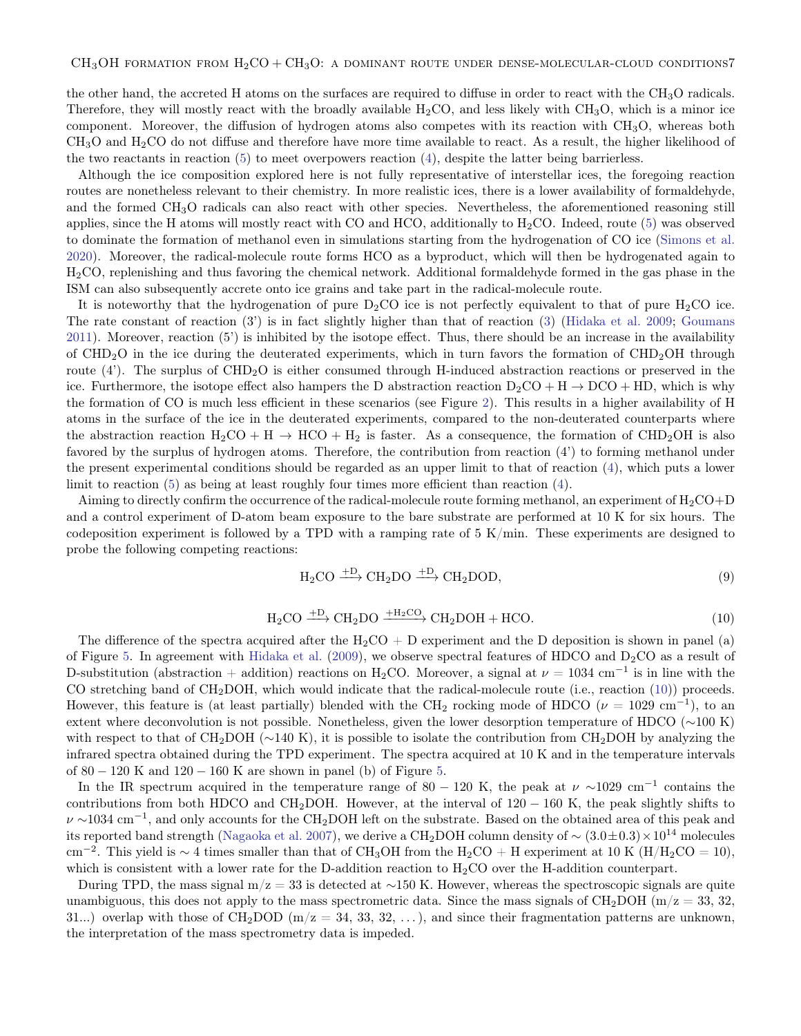the other hand, the accreted H atoms on the surfaces are required to diffuse in order to react with the $CH_3O$ radicals. Therefore, they will mostly react with the broadly available $H_2CO$, and less likely with $CH_3O$, which is a minor ice component. Moreover, the diffusion of hydrogen atoms also competes with its reaction with $CH_3O$, whereas both $CH_3O$ and $H_2CO$ do not diffuse and therefore have more time available to react. As a result, the higher likelihood of the two reactants in reaction (5) to meet overpowers reaction (4), despite the latter being barrierless.

Although the ice composition explored here is not fully representative of interstellar ices, the foregoing reaction routes are nonetheless relevant to their chemistry. In more realistic ices, there is a lower availability of formaldehyde, and the formed $CH_3O$ radicals can also react with other species. Nevertheless, the aforementioned reasoning still applies, since the H atoms will mostly react with CO and HCO, additionally to $H_2CO$. Indeed, route (5) was observed to dominate the formation of methanol even in simulations starting from the hydrogenation of CO ice (Simons et al. 2020). Moreover, the radical-molecule route forms HCO as a byproduct, which will then be hydrogenated again to $H_2CO$, replenishing and thus favoring the chemical network. Additional formaldehyde formed in the gas phase in the ISM can also subsequently accrete onto ice grains and take part in the radical-molecule route.

It is noteworthy that the hydrogenation of pure $D_2CO$ ice is not perfectly equivalent to that of pure $H_2CO$ ice. The rate constant of reaction (3') is in fact slightly higher than that of reaction (3) (Hidaka et al. 2009; Goumans 2011). Moreover, reaction (5') is inhibited by the isotope effect. Thus, there should be an increase in the availability of $CHD_2O$ in the ice during the deuterated experiments, which in turn favors the formation of $CHD_2OH$ through route (4'). The surplus of $CHD_2O$ is either consumed through H-induced abstraction reactions or preserved in the ice. Furthermore, the isotope effect also hampers the D abstraction reaction $D_2CO + H \rightarrow DCO + HD$, which is why the formation of CO is much less efficient in these scenarios (see Figure 2). This results in a higher availability of H atoms in the surface of the ice in the deuterated experiments, compared to the non-deuterated counterparts where the abstraction reaction $H_2CO + H \rightarrow HCO + H_2$ is faster. As a consequence, the formation of $CHD_2OH$ is also favored by the surplus of hydrogen atoms. Therefore, the contribution from reaction (4') to forming methanol under the present experimental conditions should be regarded as an upper limit to that of reaction (4), which puts a lower limit to reaction (5) as being at least roughly four times more efficient than reaction (4).

Aiming to directly confirm the occurrence of the radical-molecule route forming methanol, an experiment of $H_2CO$+D and a control experiment of D-atom beam exposure to the bare substrate are performed at 10 K for six hours. The codeposition experiment is followed by a TPD with a ramping rate of 5 K/min. These experiments are designed to probe the following competing reactions:

$$H_2CO \xrightarrow{+D} CH_2DO \xrightarrow{+D} CH_2DOD, \tag{9}$$

$$H_2CO \xrightarrow{+D} CH_2DO \xrightarrow{+H_2CO} CH_2DOH + HCO. \tag{10}$$

The difference of the spectra acquired after the $H_2CO$ + D experiment and the D deposition is shown in panel (a) of Figure 5. In agreement with Hidaka et al. (2009), we observe spectral features of HDCO and $D_2CO$ as a result of D-substitution (abstraction + addition) reactions on $H_2CO$. Moreover, a signal at $\nu = 1034$ cm$^{-1}$ is in line with the CO stretching band of $CH_2DOH$, which would indicate that the radical-molecule route (i.e., reaction (10)) proceeds. However, this feature is (at least partially) blended with the $CH_2$ rocking mode of HDCO ($\nu = 1029$ cm$^{-1}$), to an extent where deconvolution is not possible. Nonetheless, given the lower desorption temperature of HDCO (∼100 K) with respect to that of $CH_2DOH$ (∼140 K), it is possible to isolate the contribution from $CH_2DOH$ by analyzing the infrared spectra obtained during the TPD experiment. The spectra acquired at 10 K and in the temperature intervals of $80-120$ K and $120-160$ K are shown in panel (b) of Figure 5.

In the IR spectrum acquired in the temperature range of $80-120$ K, the peak at $\nu$ ∼1029 cm$^{-1}$ contains the contributions from both HDCO and $CH_2DOH$. However, at the interval of $120-160$ K, the peak slightly shifts to $\nu$ ∼1034 cm$^{-1}$, and only accounts for the $CH_2DOH$ left on the substrate. Based on the obtained area of this peak and its reported band strength (Nagaoka et al. 2007), we derive a $CH_2DOH$ column density of $\sim (3.0 \pm 0.3) \times 10^{14}$ molecules cm$^{-2}$. This yield is ∼ 4 times smaller than that of $CH_3OH$ from the $H_2CO$ + H experiment at 10 K ($H/H_2CO = 10$), which is consistent with a lower rate for the D-addition reaction to $H_2CO$ over the H-addition counterpart.

During TPD, the mass signal m/z = 33 is detected at ∼150 K. However, whereas the spectroscopic signals are quite unambiguous, this does not apply to the mass spectrometric data. Since the mass signals of $CH_2DOH$ (m/z = 33, 32, 31...) overlap with those of $CH_2DOD$ (m/z = 34, 33, 32, ...), and since their fragmentation patterns are unknown, the interpretation of the mass spectrometry data is impeded.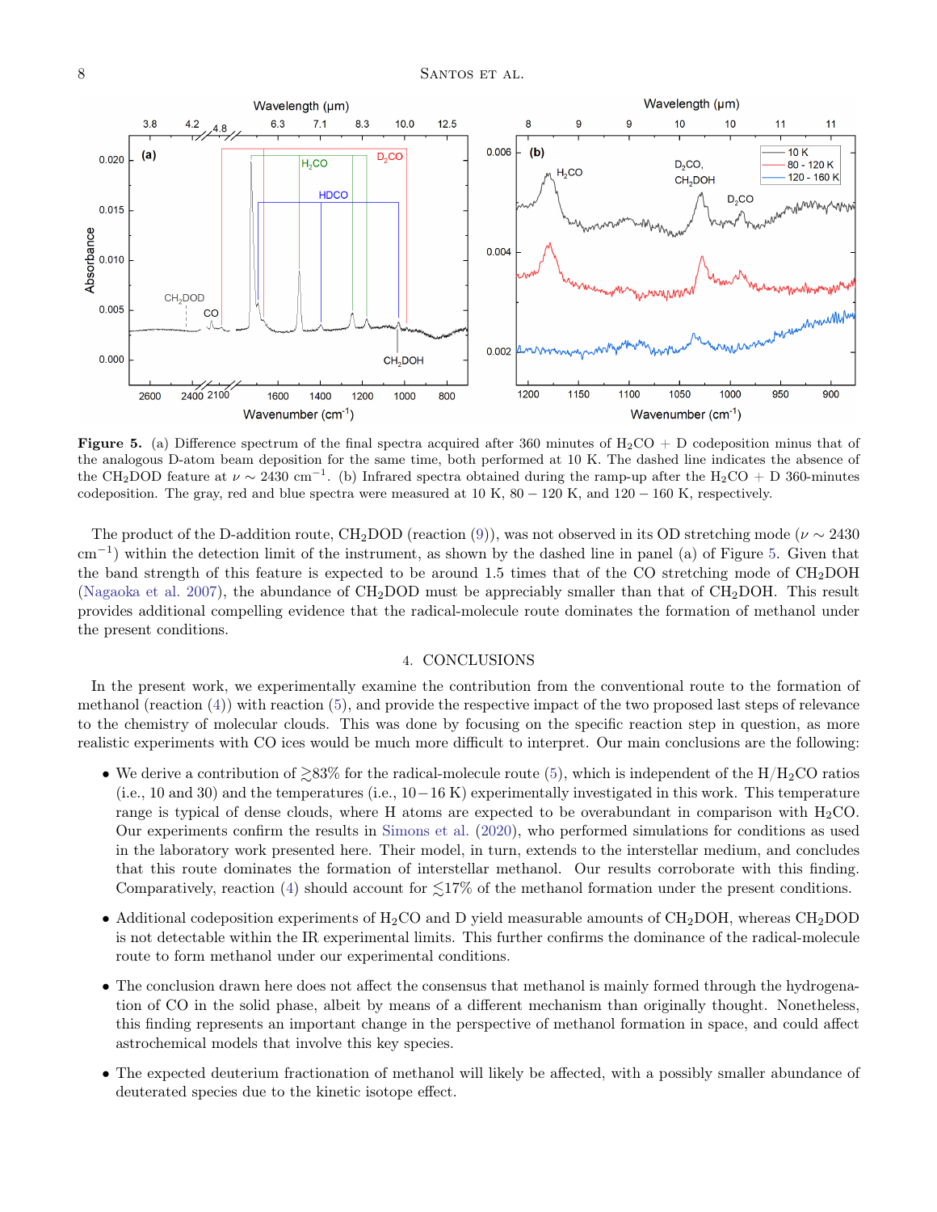**Figure 5.** (a) Difference spectrum of the final spectra acquired after 360 minutes of $H_2CO$ + D codeposition minus that of the analogous D-atom beam deposition for the same time, both performed at 10 K. The dashed line indicates the absence of the $CH_2DOD$ feature at $\nu \sim 2430$ cm$^{-1}$. (b) Infrared spectra obtained during the ramp-up after the $H_2CO$ + D 360-minutes codeposition. The gray, red and blue spectra were measured at 10 K, 80 − 120 K, and 120 − 160 K, respectively.

The product of the D-addition route, $CH_2DOD$ (reaction (9)), was not observed in its OD stretching mode ($\nu \sim 2430$ cm$^{-1}$) within the detection limit of the instrument, as shown by the dashed line in panel (a) of Figure 5. Given that the band strength of this feature is expected to be around 1.5 times that of the CO stretching mode of $CH_2DOH$ (Nagaoka et al. 2007), the abundance of $CH_2DOD$ must be appreciably smaller than that of $CH_2DOH$. This result provides additional compelling evidence that the radical-molecule route dominates the formation of methanol under the present conditions.

## 4. CONCLUSIONS

In the present work, we experimentally examine the contribution from the conventional route to the formation of methanol (reaction (4)) with reaction (5), and provide the respective impact of the two proposed last steps of relevance to the chemistry of molecular clouds. This was done by focusing on the specific reaction step in question, as more realistic experiments with CO ices would be much more difficult to interpret. Our main conclusions are the following:

- We derive a contribution of $\gtrsim$83% for the radical-molecule route (5), which is independent of the H/$H_2CO$ ratios (i.e., 10 and 30) and the temperatures (i.e., 10−16 K) experimentally investigated in this work. This temperature range is typical of dense clouds, where H atoms are expected to be overabundant in comparison with $H_2CO$. Our experiments confirm the results in Simons et al. (2020), who performed simulations for conditions as used in the laboratory work presented here. Their model, in turn, extends to the interstellar medium, and concludes that this route dominates the formation of interstellar methanol. Our results corroborate with this finding. Comparatively, reaction (4) should account for $\lesssim$17% of the methanol formation under the present conditions.

- Additional codeposition experiments of $H_2CO$ and D yield measurable amounts of $CH_2DOH$, whereas $CH_2DOD$ is not detectable within the IR experimental limits. This further confirms the dominance of the radical-molecule route to form methanol under our experimental conditions.

- The conclusion drawn here does not affect the consensus that methanol is mainly formed through the hydrogenation of CO in the solid phase, albeit by means of a different mechanism than originally thought. Nonetheless, this finding represents an important change in the perspective of methanol formation in space, and could affect astrochemical models that involve this key species.

- The expected deuterium fractionation of methanol will likely be affected, with a possibly smaller abundance of deuterated species due to the kinetic isotope effect.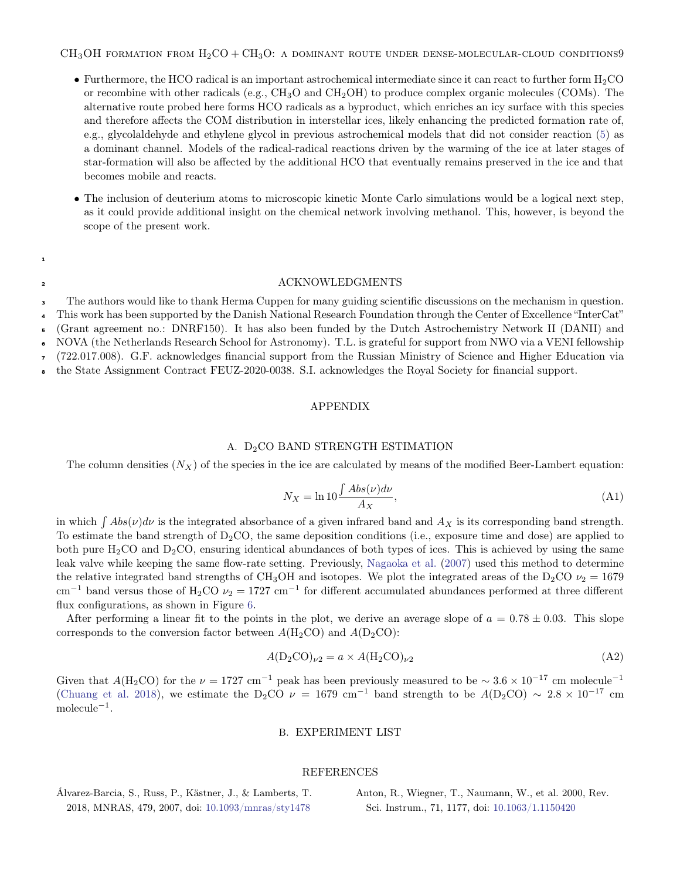- Furthermore, the HCO radical is an important astrochemical intermediate since it can react to further form $H_2CO$ or recombine with other radicals (e.g., $CH_3O$ and $CH_2OH$) to produce complex organic molecules (COMs). The alternative route probed here forms HCO radicals as a byproduct, which enriches an icy surface with this species and therefore affects the COM distribution in interstellar ices, likely enhancing the predicted formation rate of, e.g., glycolaldehyde and ethylene glycol in previous astrochemical models that did not consider reaction (5) as a dominant channel. Models of the radical-radical reactions driven by the warming of the ice at later stages of star-formation will also be affected by the additional HCO that eventually remains preserved in the ice and that becomes mobile and reacts.

- The inclusion of deuterium atoms to microscopic kinetic Monte Carlo simulations would be a logical next step, as it could provide additional insight on the chemical network involving methanol. This, however, is beyond the scope of the present work.

## ACKNOWLEDGMENTS

The authors would like to thank Herma Cuppen for many guiding scientific discussions on the mechanism in question. This work has been supported by the Danish National Research Foundation through the Center of Excellence "InterCat" (Grant agreement no.: DNRF150). It has also been funded by the Dutch Astrochemistry Network II (DANII) and NOVA (the Netherlands Research School for Astronomy). T.L. is grateful for support from NWO via a VENI fellowship (722.017.008). G.F. acknowledges financial support from the Russian Ministry of Science and Higher Education via the State Assignment Contract FEUZ-2020-0038. S.I. acknowledges the Royal Society for financial support.

## APPENDIX

### A. $D_2CO$ BAND STRENGTH ESTIMATION

The column densities ($N_X$) of the species in the ice are calculated by means of the modified Beer-Lambert equation:

$$N_X = \ln 10 \frac{\int Abs(\nu)d\nu}{A_X}, \tag{A1}$$

in which $\int Abs(\nu)d\nu$ is the integrated absorbance of a given infrared band and $A_X$ is its corresponding band strength. To estimate the band strength of $D_2CO$, the same deposition conditions (i.e., exposure time and dose) are applied to both pure $H_2CO$ and $D_2CO$, ensuring identical abundances of both types of ices. This is achieved by using the same leak valve while keeping the same flow-rate setting. Previously, Nagaoka et al. (2007) used this method to determine the relative integrated band strengths of $CH_3OH$ and isotopes. We plot the integrated areas of the $D_2CO$ $\nu_2 = 1679$ cm$^{-1}$ band versus those of $H_2CO$ $\nu_2 = 1727$ cm$^{-1}$ for different accumulated abundances performed at three different flux configurations, as shown in Figure 6.

After performing a linear fit to the points in the plot, we derive an average slope of $a = 0.78 \pm 0.03$. This slope corresponds to the conversion factor between $A(H_2CO)$ and $A(D_2CO)$:

$$A(D_2CO)_{\nu 2} = a \times A(H_2CO)_{\nu 2} \tag{A2}$$

Given that $A(H_2CO)$ for the $\nu = 1727$ cm$^{-1}$ peak has been previously measured to be $\sim 3.6 \times 10^{-17}$ cm molecule$^{-1}$ (Chuang et al. 2018), we estimate the $D_2CO$ $\nu = 1679$ cm$^{-1}$ band strength to be $A(D_2CO) \sim 2.8 \times 10^{-17}$ cm molecule$^{-1}$.

### B. EXPERIMENT LIST

## REFERENCES

Álvarez-Barcia, S., Russ, P., Kästner, J., & Lamberts, T. 2018, MNRAS, 479, 2007, doi: 10.1093/mnras/sty1478

Anton, R., Wiegner, T., Naumann, W., et al. 2000, Rev. Sci. Instrum., 71, 1177, doi: 10.1063/1.1150420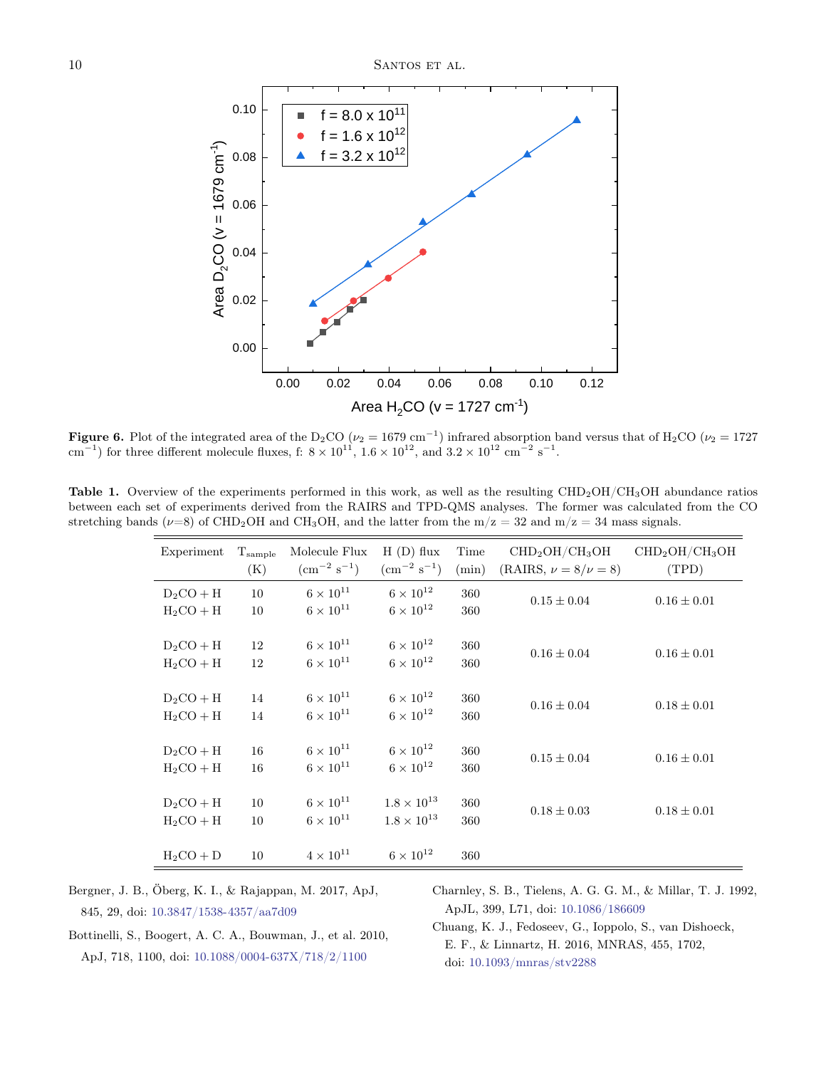**Figure 6.** Plot of the integrated area of the $D_2CO$ ($\nu_2 = 1679$ cm$^{-1}$) infrared absorption band versus that of $H_2CO$ ($\nu_2 = 1727$ cm$^{-1}$) for three different molecule fluxes, f: $8 \times 10^{11}$, $1.6 \times 10^{12}$, and $3.2 \times 10^{12}$ cm$^{-2}$ s$^{-1}$.

**Table 1.** Overview of the experiments performed in this work, as well as the resulting $CHD_2OH/CH_3OH$ abundance ratios between each set of experiments derived from the RAIRS and TPD-QMS analyses. The former was calculated from the CO stretching bands ($\nu$=8) of $CHD_2OH$ and $CH_3OH$, and the latter from the m/z = 32 and m/z = 34 mass signals.

| Experiment | $T_{sample}$ (K) | Molecule Flux (cm$^{-2}$ s$^{-1}$) | H (D) flux (cm$^{-2}$ s$^{-1}$) | Time (min) | $CHD_2OH/CH_3OH$ (RAIRS, $\nu = 8/\nu = 8$) | $CHD_2OH/CH_3OH$ (TPD) |
|---|---|---|---|---|---|---|
| $D_2CO + H$ | 10 | $6 \times 10^{11}$ | $6 \times 10^{12}$ | 360 | $0.15 \pm 0.04$ | $0.16 \pm 0.01$ |
| $H_2CO + H$ | 10 | $6 \times 10^{11}$ | $6 \times 10^{12}$ | 360 | | |
| $D_2CO + H$ | 12 | $6 \times 10^{11}$ | $6 \times 10^{12}$ | 360 | $0.16 \pm 0.04$ | $0.16 \pm 0.01$ |
| $H_2CO + H$ | 12 | $6 \times 10^{11}$ | $6 \times 10^{12}$ | 360 | | |
| $D_2CO + H$ | 14 | $6 \times 10^{11}$ | $6 \times 10^{12}$ | 360 | $0.16 \pm 0.04$ | $0.18 \pm 0.01$ |
| $H_2CO + H$ | 14 | $6 \times 10^{11}$ | $6 \times 10^{12}$ | 360 | | |
| $D_2CO + H$ | 16 | $6 \times 10^{11}$ | $6 \times 10^{12}$ | 360 | $0.15 \pm 0.04$ | $0.16 \pm 0.01$ |
| $H_2CO + H$ | 16 | $6 \times 10^{11}$ | $6 \times 10^{12}$ | 360 | | |
| $D_2CO + H$ | 10 | $6 \times 10^{11}$ | $1.8 \times 10^{13}$ | 360 | $0.18 \pm 0.03$ | $0.18 \pm 0.01$ |
| $H_2CO + H$ | 10 | $6 \times 10^{11}$ | $1.8 \times 10^{13}$ | 360 | | |
| $H_2CO + D$ | 10 | $4 \times 10^{11}$ | $6 \times 10^{12}$ | 360 | | |

Bergner, J. B., Öberg, K. I., & Rajappan, M. 2017, ApJ, 845, 29, doi: 10.3847/1538-4357/aa7d09

Bottinelli, S., Boogert, A. C. A., Bouwman, J., et al. 2010, ApJ, 718, 1100, doi: 10.1088/0004-637X/718/2/1100

Charnley, S. B., Tielens, A. G. G. M., & Millar, T. J. 1992, ApJL, 399, L71, doi: 10.1086/186609

Chuang, K. J., Fedoseev, G., Ioppolo, S., van Dishoeck, E. F., & Linnartz, H. 2016, MNRAS, 455, 1702, doi: 10.1093/mnras/stv2288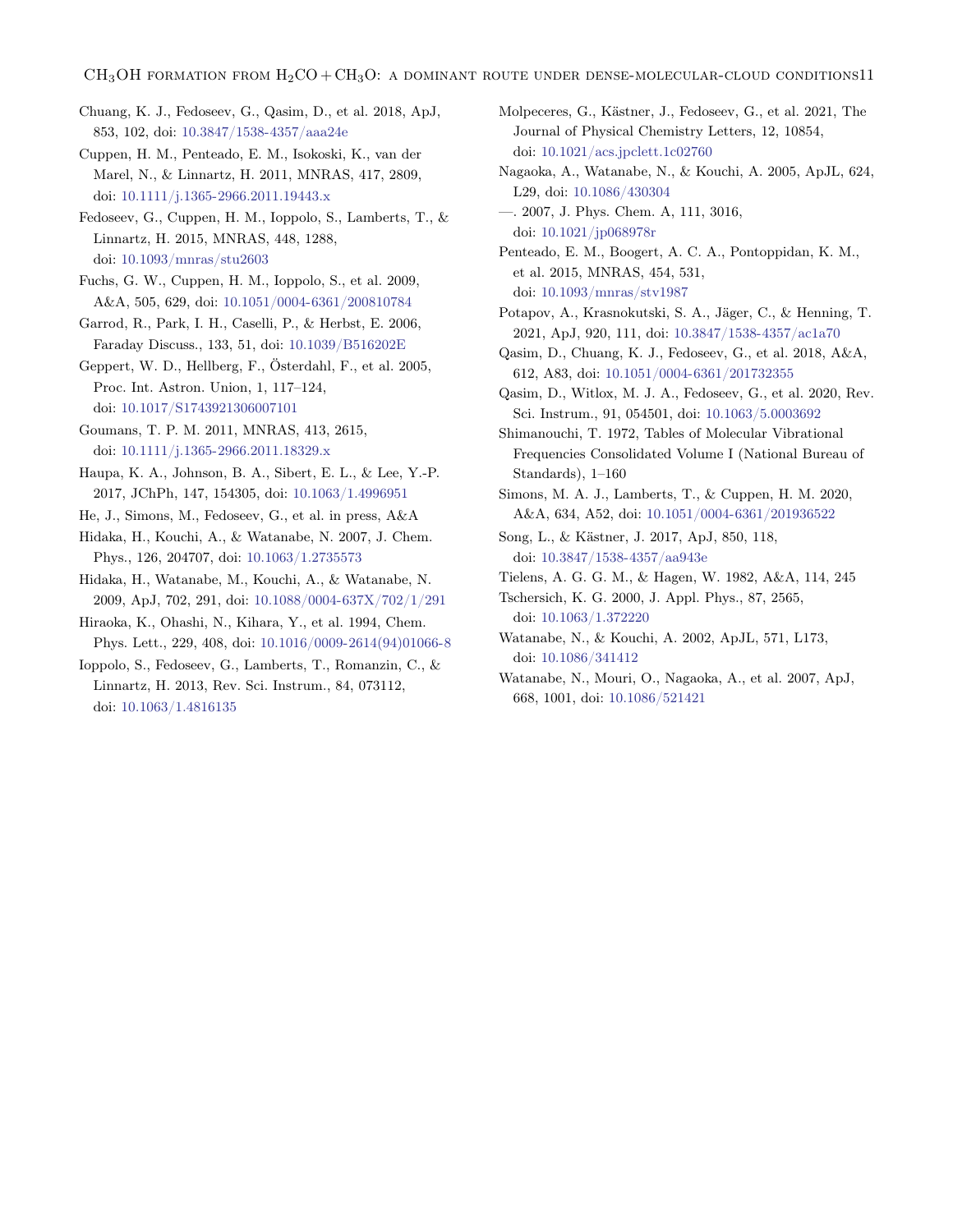Chuang, K. J., Fedoseev, G., Qasim, D., et al. 2018, ApJ, 853, 102, doi: 10.3847/1538-4357/aaa24e

Cuppen, H. M., Penteado, E. M., Isokoski, K., van der Marel, N., & Linnartz, H. 2011, MNRAS, 417, 2809, doi: 10.1111/j.1365-2966.2011.19443.x

Fedoseev, G., Cuppen, H. M., Ioppolo, S., Lamberts, T., & Linnartz, H. 2015, MNRAS, 448, 1288, doi: 10.1093/mnras/stu2603

Fuchs, G. W., Cuppen, H. M., Ioppolo, S., et al. 2009, A&A, 505, 629, doi: 10.1051/0004-6361/200810784

Garrod, R., Park, I. H., Caselli, P., & Herbst, E. 2006, Faraday Discuss., 133, 51, doi: 10.1039/B516202E

Geppert, W. D., Hellberg, F., Österdahl, F., et al. 2005, Proc. Int. Astron. Union, 1, 117–124, doi: 10.1017/S1743921306007101

Goumans, T. P. M. 2011, MNRAS, 413, 2615, doi: 10.1111/j.1365-2966.2011.18329.x

Haupa, K. A., Johnson, B. A., Sibert, E. L., & Lee, Y.-P. 2017, JChPh, 147, 154305, doi: 10.1063/1.4996951

He, J., Simons, M., Fedoseev, G., et al. in press, A&A

Hidaka, H., Kouchi, A., & Watanabe, N. 2007, J. Chem. Phys., 126, 204707, doi: 10.1063/1.2735573

Hidaka, H., Watanabe, M., Kouchi, A., & Watanabe, N. 2009, ApJ, 702, 291, doi: 10.1088/0004-637X/702/1/291

Hiraoka, K., Ohashi, N., Kihara, Y., et al. 1994, Chem. Phys. Lett., 229, 408, doi: 10.1016/0009-2614(94)01066-8

Ioppolo, S., Fedoseev, G., Lamberts, T., Romanzin, C., & Linnartz, H. 2013, Rev. Sci. Instrum., 84, 073112, doi: 10.1063/1.4816135

Molpeceres, G., Kästner, J., Fedoseev, G., et al. 2021, The Journal of Physical Chemistry Letters, 12, 10854, doi: 10.1021/acs.jpclett.1c02760

Nagaoka, A., Watanabe, N., & Kouchi, A. 2005, ApJL, 624, L29, doi: 10.1086/430304

—. 2007, J. Phys. Chem. A, 111, 3016, doi: 10.1021/jp068978r

Penteado, E. M., Boogert, A. C. A., Pontoppidan, K. M., et al. 2015, MNRAS, 454, 531, doi: 10.1093/mnras/stv1987

Potapov, A., Krasnokutski, S. A., Jäger, C., & Henning, T. 2021, ApJ, 920, 111, doi: 10.3847/1538-4357/ac1a70

Qasim, D., Chuang, K. J., Fedoseev, G., et al. 2018, A&A, 612, A83, doi: 10.1051/0004-6361/201732355

Qasim, D., Witlox, M. J. A., Fedoseev, G., et al. 2020, Rev. Sci. Instrum., 91, 054501, doi: 10.1063/5.0003692

Shimanouchi, T. 1972, Tables of Molecular Vibrational Frequencies Consolidated Volume I (National Bureau of Standards), 1–160

Simons, M. A. J., Lamberts, T., & Cuppen, H. M. 2020, A&A, 634, A52, doi: 10.1051/0004-6361/201936522

Song, L., & Kästner, J. 2017, ApJ, 850, 118, doi: 10.3847/1538-4357/aa943e

Tielens, A. G. G. M., & Hagen, W. 1982, A&A, 114, 245

Tschersich, K. G. 2000, J. Appl. Phys., 87, 2565, doi: 10.1063/1.372220

Watanabe, N., & Kouchi, A. 2002, ApJL, 571, L173, doi: 10.1086/341412

Watanabe, N., Mouri, O., Nagaoka, A., et al. 2007, ApJ, 668, 1001, doi: 10.1086/521421